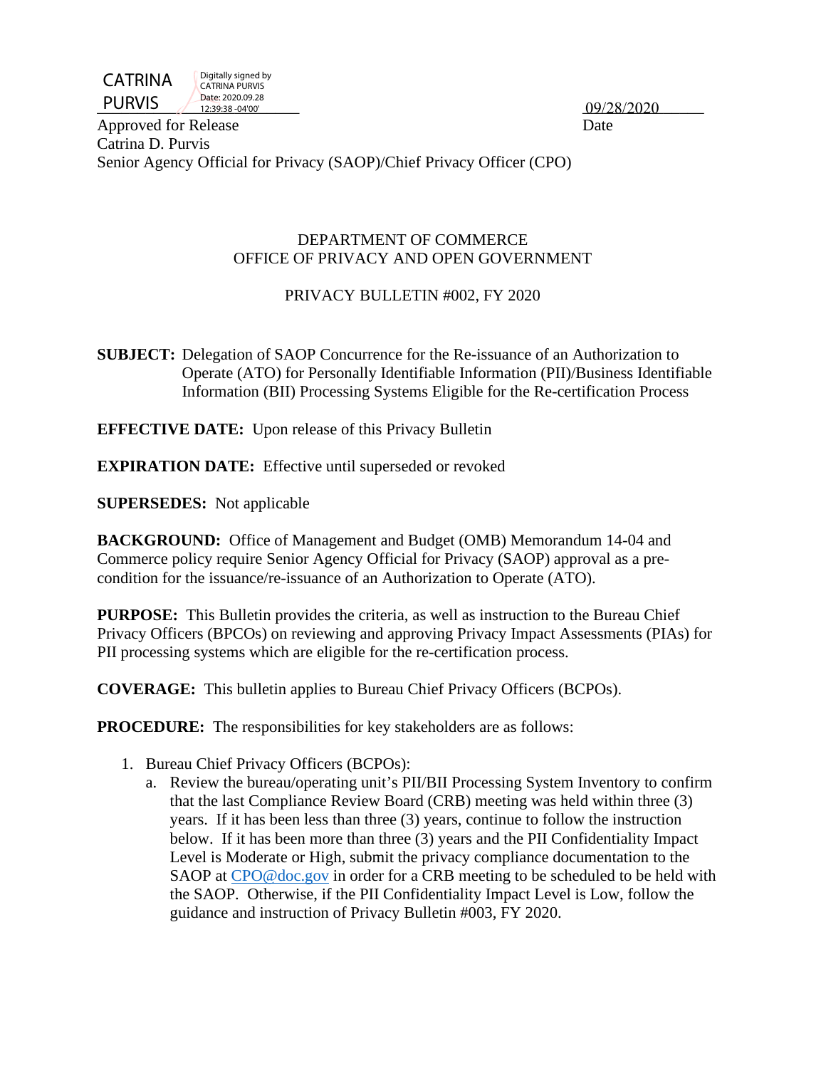CATRINA PURVIS — Digitally signed by CATRINA PURVIS Date: 2020.09.28 12:39:38 -04'00'

09/28/2020

Approved for Release — Date

Catrina D. Purvis
Senior Agency Official for Privacy (SAOP)/Chief Privacy Officer (CPO)

DEPARTMENT OF COMMERCE
OFFICE OF PRIVACY AND OPEN GOVERNMENT

PRIVACY BULLETIN #002, FY 2020

**SUBJECT:** Delegation of SAOP Concurrence for the Re-issuance of an Authorization to Operate (ATO) for Personally Identifiable Information (PII)/Business Identifiable Information (BII) Processing Systems Eligible for the Re-certification Process

**EFFECTIVE DATE:** Upon release of this Privacy Bulletin

**EXPIRATION DATE:** Effective until superseded or revoked

**SUPERSEDES:** Not applicable

**BACKGROUND:** Office of Management and Budget (OMB) Memorandum 14-04 and Commerce policy require Senior Agency Official for Privacy (SAOP) approval as a pre-condition for the issuance/re-issuance of an Authorization to Operate (ATO).

**PURPOSE:** This Bulletin provides the criteria, as well as instruction to the Bureau Chief Privacy Officers (BPCOs) on reviewing and approving Privacy Impact Assessments (PIAs) for PII processing systems which are eligible for the re-certification process.

**COVERAGE:** This bulletin applies to Bureau Chief Privacy Officers (BCPOs).

**PROCEDURE:** The responsibilities for key stakeholders are as follows:

1. Bureau Chief Privacy Officers (BCPOs):
   a. Review the bureau/operating unit's PII/BII Processing System Inventory to confirm that the last Compliance Review Board (CRB) meeting was held within three (3) years. If it has been less than three (3) years, continue to follow the instruction below. If it has been more than three (3) years and the PII Confidentiality Impact Level is Moderate or High, submit the privacy compliance documentation to the SAOP at CPO@doc.gov in order for a CRB meeting to be scheduled to be held with the SAOP. Otherwise, if the PII Confidentiality Impact Level is Low, follow the guidance and instruction of Privacy Bulletin #003, FY 2020.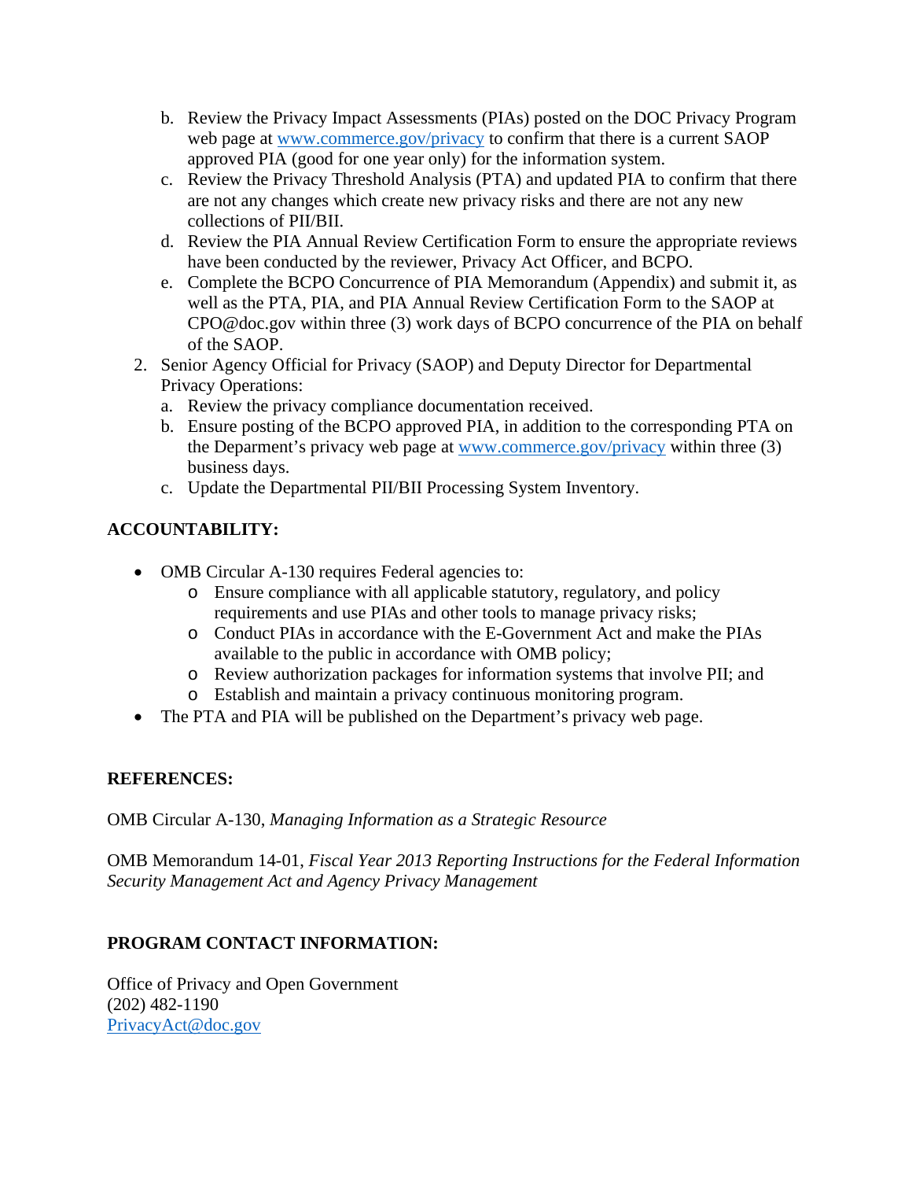b. Review the Privacy Impact Assessments (PIAs) posted on the DOC Privacy Program web page at [www.commerce.gov/privacy](www.commerce.gov/privacy) to confirm that there is a current SAOP approved PIA (good for one year only) for the information system.
   c. Review the Privacy Threshold Analysis (PTA) and updated PIA to confirm that there are not any changes which create new privacy risks and there are not any new collections of PII/BII.
   d. Review the PIA Annual Review Certification Form to ensure the appropriate reviews have been conducted by the reviewer, Privacy Act Officer, and BCPO.
   e. Complete the BCPO Concurrence of PIA Memorandum (Appendix) and submit it, as well as the PTA, PIA, and PIA Annual Review Certification Form to the SAOP at CPO@doc.gov within three (3) work days of BCPO concurrence of the PIA on behalf of the SAOP.

2. Senior Agency Official for Privacy (SAOP) and Deputy Director for Departmental Privacy Operations:
   a. Review the privacy compliance documentation received.
   b. Ensure posting of the BCPO approved PIA, in addition to the corresponding PTA on the Deparment's privacy web page at [www.commerce.gov/privacy](www.commerce.gov/privacy) within three (3) business days.
   c. Update the Departmental PII/BII Processing System Inventory.

**ACCOUNTABILITY:**

- OMB Circular A-130 requires Federal agencies to:
  - Ensure compliance with all applicable statutory, regulatory, and policy requirements and use PIAs and other tools to manage privacy risks;
  - Conduct PIAs in accordance with the E-Government Act and make the PIAs available to the public in accordance with OMB policy;
  - Review authorization packages for information systems that involve PII; and
  - Establish and maintain a privacy continuous monitoring program.
- The PTA and PIA will be published on the Department's privacy web page.

**REFERENCES:**

OMB Circular A-130, *Managing Information as a Strategic Resource*

OMB Memorandum 14-01, *Fiscal Year 2013 Reporting Instructions for the Federal Information Security Management Act and Agency Privacy Management*

**PROGRAM CONTACT INFORMATION:**

Office of Privacy and Open Government
(202) 482-1190
[PrivacyAct@doc.gov](mailto:PrivacyAct@doc.gov)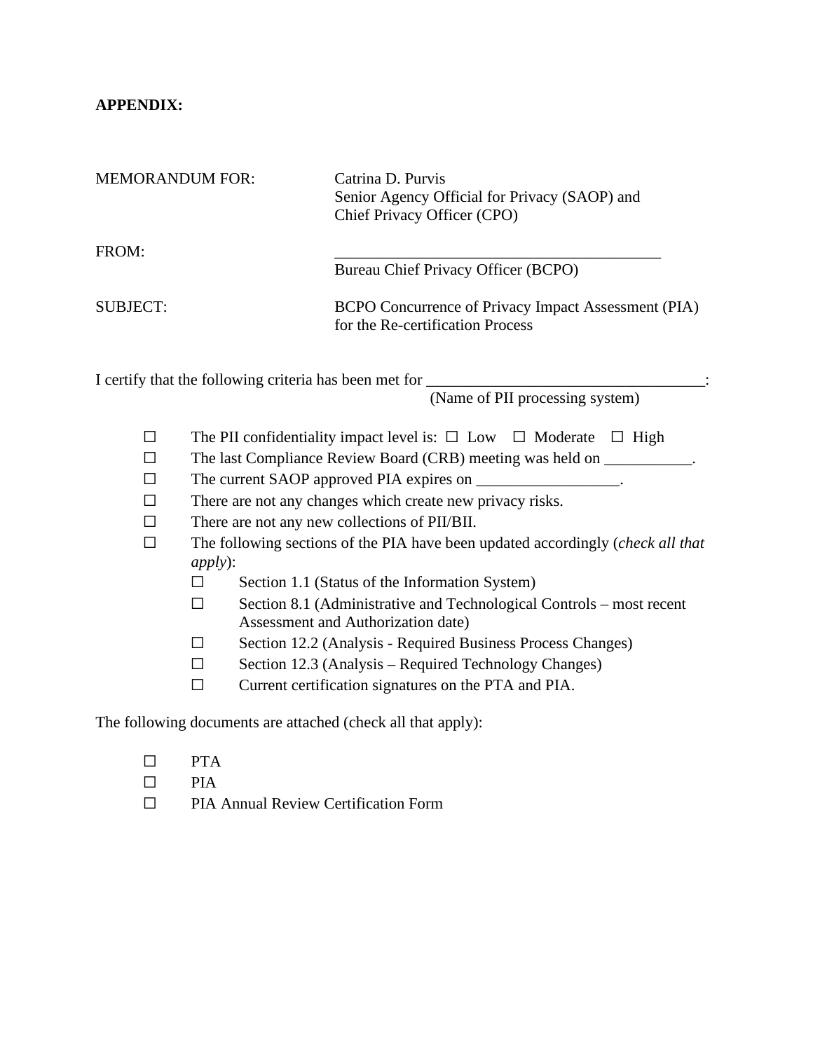**APPENDIX:**

MEMORANDUM FOR: Catrina D. Purvis
Senior Agency Official for Privacy (SAOP) and
Chief Privacy Officer (CPO)

FROM: \_\_\_\_\_\_\_\_\_\_\_\_\_\_\_\_\_\_\_\_\_\_\_\_\_\_\_\_\_\_\_\_\_\_\_\_\_\_\_\_\_
Bureau Chief Privacy Officer (BCPO)

SUBJECT: BCPO Concurrence of Privacy Impact Assessment (PIA) for the Re-certification Process

I certify that the following criteria has been met for \_\_\_\_\_\_\_\_\_\_\_\_\_\_\_\_\_\_\_\_\_\_\_\_\_\_\_\_\_\_\_\_\_\_\_:
(Name of PII processing system)

- ☐ The PII confidentiality impact level is: ☐ Low ☐ Moderate ☐ High
- ☐ The last Compliance Review Board (CRB) meeting was held on \_\_\_\_\_\_\_\_\_\_\_.
- ☐ The current SAOP approved PIA expires on \_\_\_\_\_\_\_\_\_\_\_\_\_\_\_\_\_\_.
- ☐ There are not any changes which create new privacy risks.
- ☐ There are not any new collections of PII/BII.
- ☐ The following sections of the PIA have been updated accordingly (*check all that apply*):
  - ☐ Section 1.1 (Status of the Information System)
  - ☐ Section 8.1 (Administrative and Technological Controls – most recent Assessment and Authorization date)
  - ☐ Section 12.2 (Analysis - Required Business Process Changes)
  - ☐ Section 12.3 (Analysis – Required Technology Changes)
  - ☐ Current certification signatures on the PTA and PIA.

The following documents are attached (check all that apply):

- ☐ PTA
- ☐ PIA
- ☐ PIA Annual Review Certification Form